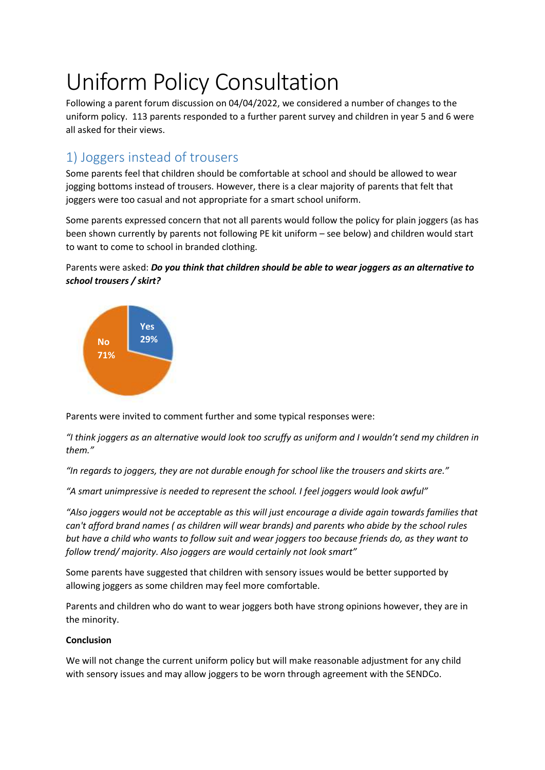# Uniform Policy Consultation

Following a parent forum discussion on 04/04/2022, we considered a number of changes to the uniform policy. 113 parents responded to a further parent survey and children in year 5 and 6 were all asked for their views.

## 1) Joggers instead of trousers

Some parents feel that children should be comfortable at school and should be allowed to wear jogging bottoms instead of trousers. However, there is a clear majority of parents that felt that joggers were too casual and not appropriate for a smart school uniform.

Some parents expressed concern that not all parents would follow the policy for plain joggers (as has been shown currently by parents not following PE kit uniform – see below) and children would start to want to come to school in branded clothing.

Parents were asked: ***Do you think that children should be able to wear joggers as an alternative to school trousers / skirt?***

Yes 29%

No 71%

Parents were invited to comment further and some typical responses were:

*"I think joggers as an alternative would look too scruffy as uniform and I wouldn't send my children in them."*

*"In regards to joggers, they are not durable enough for school like the trousers and skirts are."*

*"A smart unimpressive is needed to represent the school. I feel joggers would look awful"*

*"Also joggers would not be acceptable as this will just encourage a divide again towards families that can't afford brand names ( as children will wear brands) and parents who abide by the school rules but have a child who wants to follow suit and wear joggers too because friends do, as they want to follow trend/ majority. Also joggers are would certainly not look smart"*

Some parents have suggested that children with sensory issues would be better supported by allowing joggers as some children may feel more comfortable.

Parents and children who do want to wear joggers both have strong opinions however, they are in the minority.

**Conclusion**

We will not change the current uniform policy but will make reasonable adjustment for any child with sensory issues and may allow joggers to be worn through agreement with the SENDCo.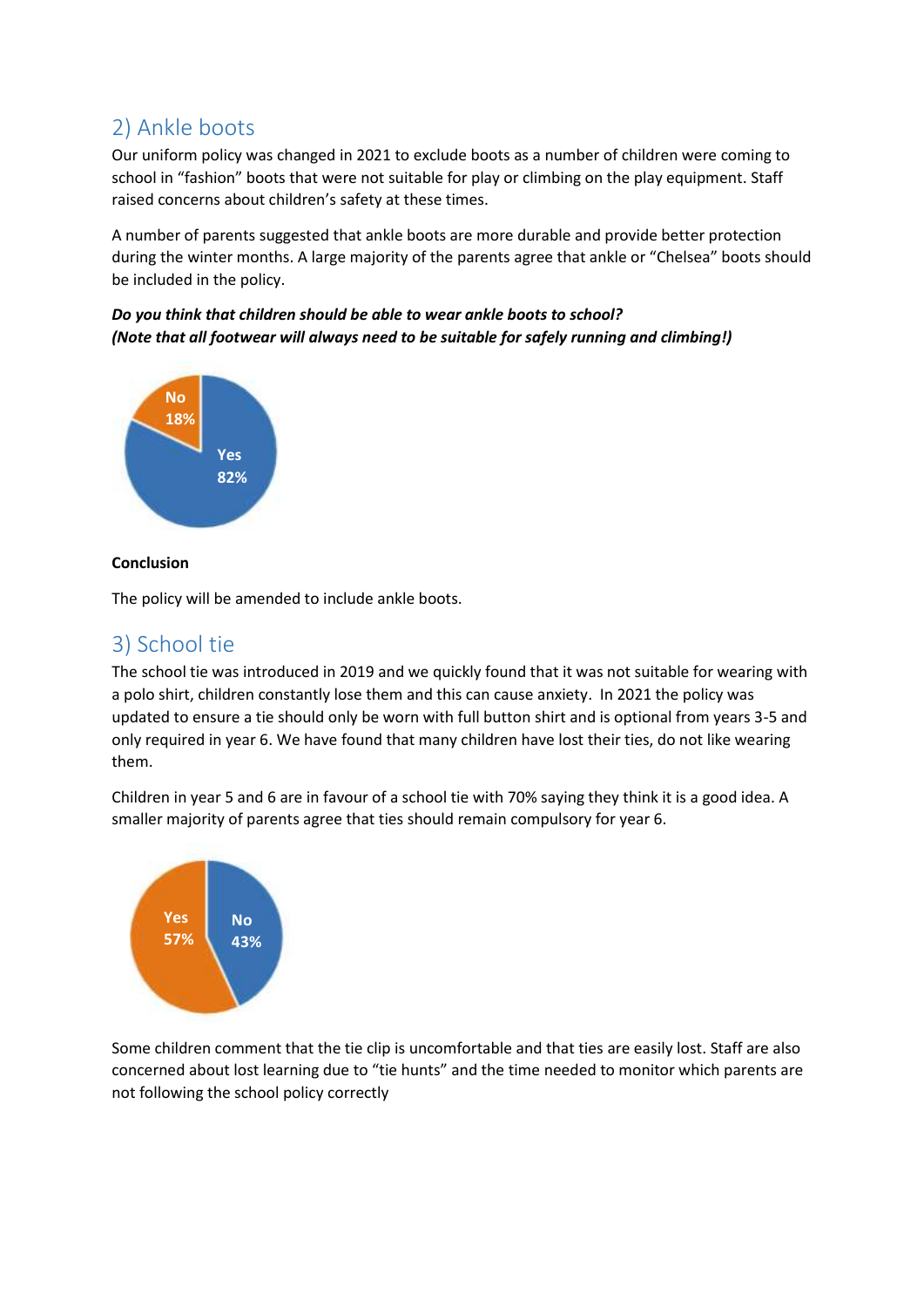## 2) Ankle boots

Our uniform policy was changed in 2021 to exclude boots as a number of children were coming to school in "fashion" boots that were not suitable for play or climbing on the play equipment. Staff raised concerns about children's safety at these times.

A number of parents suggested that ankle boots are more durable and provide better protection during the winter months. A large majority of the parents agree that ankle or "Chelsea" boots should be included in the policy.

***Do you think that children should be able to wear ankle boots to school?***
***(Note that all footwear will always need to be suitable for safely running and climbing!)***

No 18%

Yes 82%

**Conclusion**

The policy will be amended to include ankle boots.

## 3) School tie

The school tie was introduced in 2019 and we quickly found that it was not suitable for wearing with a polo shirt, children constantly lose them and this can cause anxiety. In 2021 the policy was updated to ensure a tie should only be worn with full button shirt and is optional from years 3-5 and only required in year 6. We have found that many children have lost their ties, do not like wearing them.

Children in year 5 and 6 are in favour of a school tie with 70% saying they think it is a good idea. A smaller majority of parents agree that ties should remain compulsory for year 6.

Yes 57%

No 43%

Some children comment that the tie clip is uncomfortable and that ties are easily lost. Staff are also concerned about lost learning due to "tie hunts" and the time needed to monitor which parents are not following the school policy correctly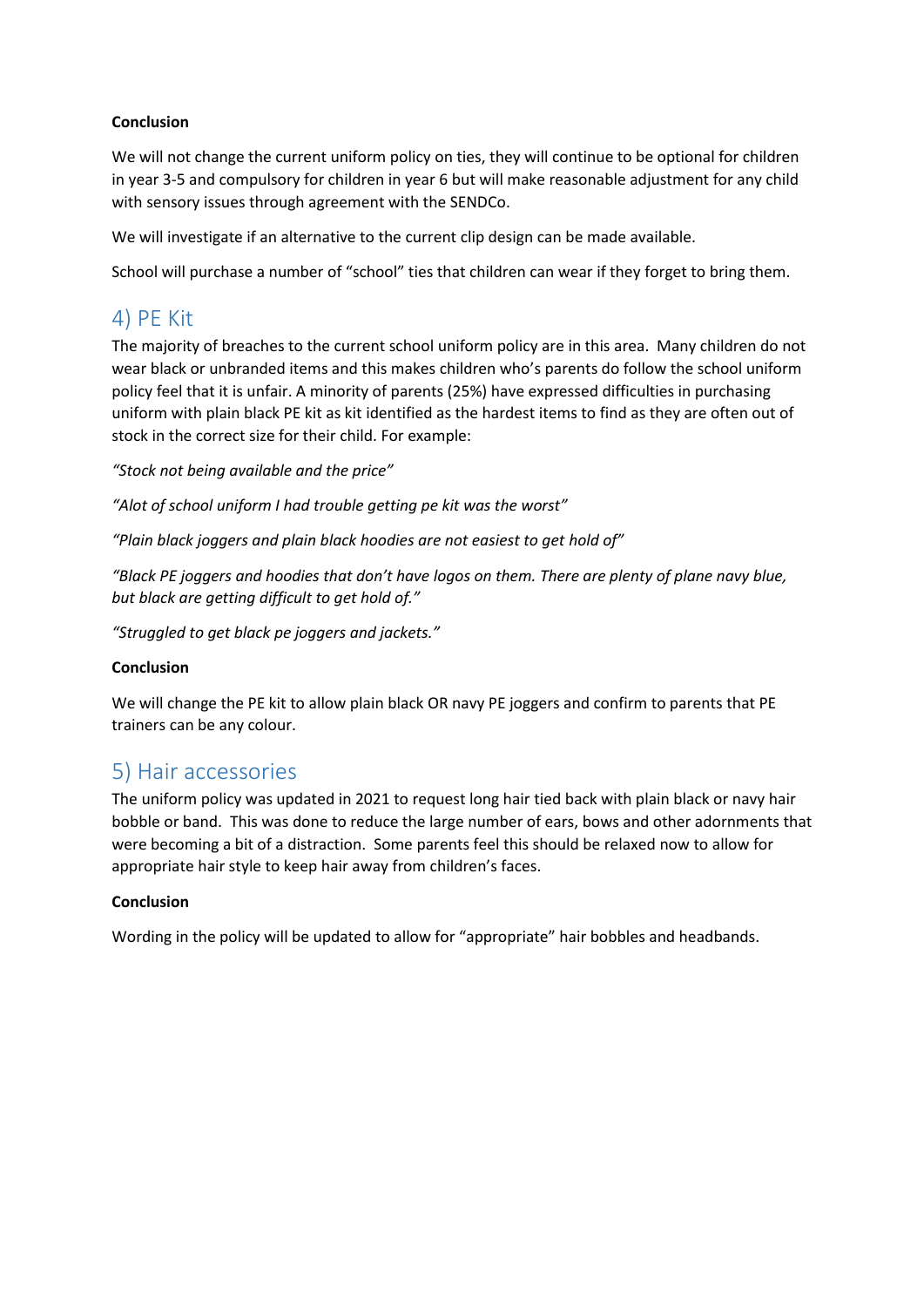**Conclusion**

We will not change the current uniform policy on ties, they will continue to be optional for children in year 3-5 and compulsory for children in year 6 but will make reasonable adjustment for any child with sensory issues through agreement with the SENDCo.

We will investigate if an alternative to the current clip design can be made available.

School will purchase a number of "school" ties that children can wear if they forget to bring them.

## 4) PE Kit

The majority of breaches to the current school uniform policy are in this area. Many children do not wear black or unbranded items and this makes children who's parents do follow the school uniform policy feel that it is unfair. A minority of parents (25%) have expressed difficulties in purchasing uniform with plain black PE kit as kit identified as the hardest items to find as they are often out of stock in the correct size for their child. For example:

*"Stock not being available and the price"*

*"Alot of school uniform I had trouble getting pe kit was the worst"*

*"Plain black joggers and plain black hoodies are not easiest to get hold of"*

*"Black PE joggers and hoodies that don't have logos on them. There are plenty of plane navy blue, but black are getting difficult to get hold of."*

*"Struggled to get black pe joggers and jackets."*

**Conclusion**

We will change the PE kit to allow plain black OR navy PE joggers and confirm to parents that PE trainers can be any colour.

## 5) Hair accessories

The uniform policy was updated in 2021 to request long hair tied back with plain black or navy hair bobble or band. This was done to reduce the large number of ears, bows and other adornments that were becoming a bit of a distraction. Some parents feel this should be relaxed now to allow for appropriate hair style to keep hair away from children's faces.

**Conclusion**

Wording in the policy will be updated to allow for "appropriate" hair bobbles and headbands.